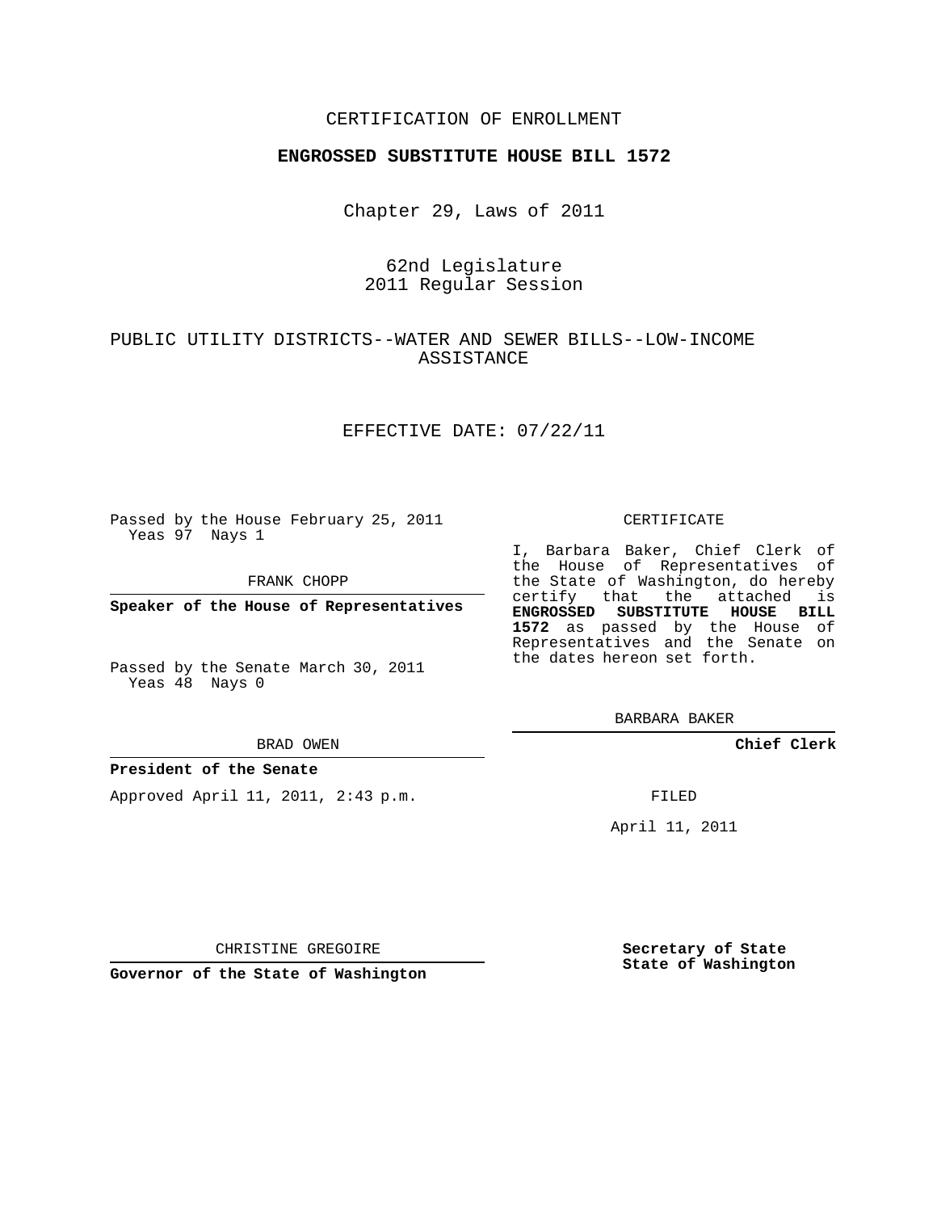CERTIFICATION OF ENROLLMENT

**ENGROSSED SUBSTITUTE HOUSE BILL 1572**

Chapter 29, Laws of 2011

62nd Legislature
2011 Regular Session

PUBLIC UTILITY DISTRICTS--WATER AND SEWER BILLS--LOW-INCOME ASSISTANCE

EFFECTIVE DATE: 07/22/11

Passed by the House February 25, 2011
Yeas 97 Nays 1

FRANK CHOPP

**Speaker of the House of Representatives**

Passed by the Senate March 30, 2011
Yeas 48 Nays 0

BRAD OWEN

**President of the Senate**

Approved April 11, 2011, 2:43 p.m.

CHRISTINE GREGOIRE

**Governor of the State of Washington**

CERTIFICATE

I, Barbara Baker, Chief Clerk of the House of Representatives of the State of Washington, do hereby certify that the attached is **ENGROSSED SUBSTITUTE HOUSE BILL 1572** as passed by the House of Representatives and the Senate on the dates hereon set forth.

BARBARA BAKER

**Chief Clerk**

FILED

April 11, 2011

**Secretary of State**
**State of Washington**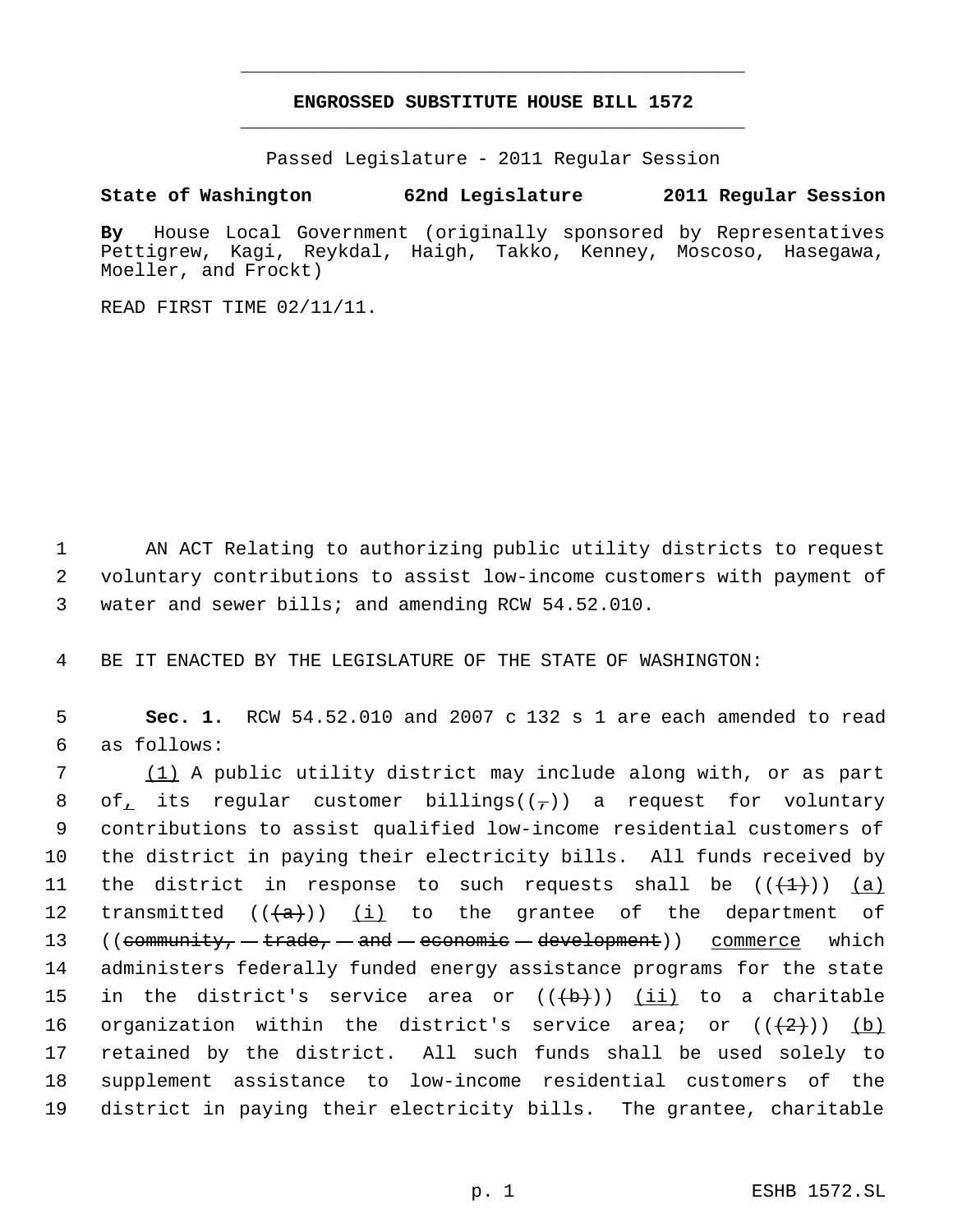# ENGROSSED SUBSTITUTE HOUSE BILL 1572

Passed Legislature - 2011 Regular Session

**State of Washington 62nd Legislature 2011 Regular Session**

**By** House Local Government (originally sponsored by Representatives Pettigrew, Kagi, Reykdal, Haigh, Takko, Kenney, Moscoso, Hasegawa, Moeller, and Frockt)

READ FIRST TIME 02/11/11.

AN ACT Relating to authorizing public utility districts to request voluntary contributions to assist low-income customers with payment of water and sewer bills; and amending RCW 54.52.010.

BE IT ENACTED BY THE LEGISLATURE OF THE STATE OF WASHINGTON:

**Sec. 1.** RCW 54.52.010 and 2007 c 132 s 1 are each amended to read as follows:

<u>(1)</u> A public utility district may include along with, or as part of<u>,</u> its regular customer billings((~~,~~)) a request for voluntary contributions to assist qualified low-income residential customers of the district in paying their electricity bills. All funds received by the district in response to such requests shall be ((~~(1)~~)) <u>(a)</u> transmitted ((~~(a)~~)) <u>(i)</u> to the grantee of the department of ((~~community, trade, and economic development~~)) <u>commerce</u> which administers federally funded energy assistance programs for the state in the district's service area or ((~~(b)~~)) <u>(ii)</u> to a charitable organization within the district's service area; or ((~~(2)~~)) <u>(b)</u> retained by the district. All such funds shall be used solely to supplement assistance to low-income residential customers of the district in paying their electricity bills. The grantee, charitable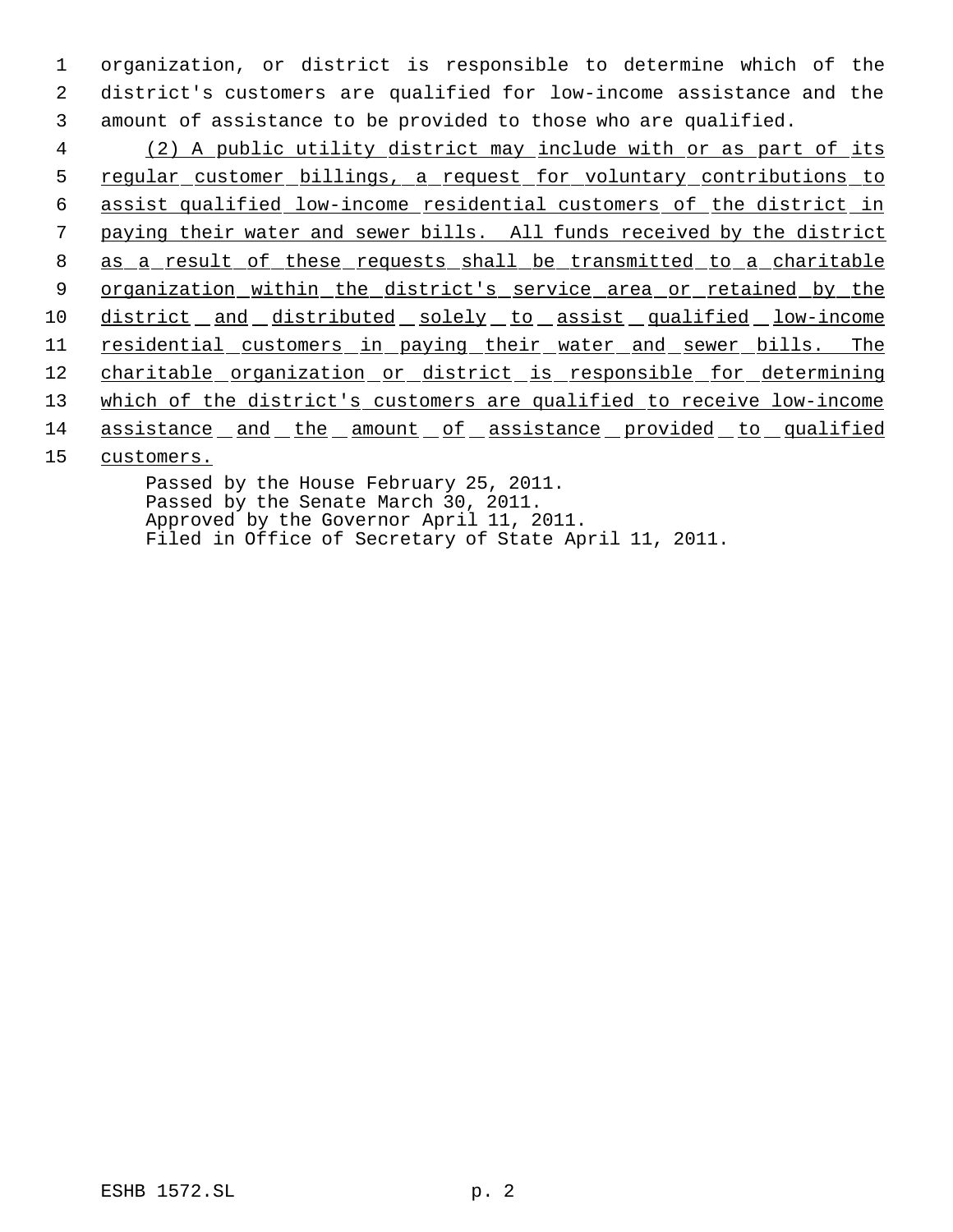organization, or district is responsible to determine which of the district's customers are qualified for low-income assistance and the amount of assistance to be provided to those who are qualified.

<u>(2) A public utility district may include with or as part of its regular customer billings, a request for voluntary contributions to assist qualified low-income residential customers of the district in paying their water and sewer bills. All funds received by the district as a result of these requests shall be transmitted to a charitable organization within the district's service area or retained by the district and distributed solely to assist qualified low-income residential customers in paying their water and sewer bills. The charitable organization or district is responsible for determining which of the district's customers are qualified to receive low-income assistance and the amount of assistance provided to qualified customers.</u>

Passed by the House February 25, 2011.
Passed by the Senate March 30, 2011.
Approved by the Governor April 11, 2011.
Filed in Office of Secretary of State April 11, 2011.